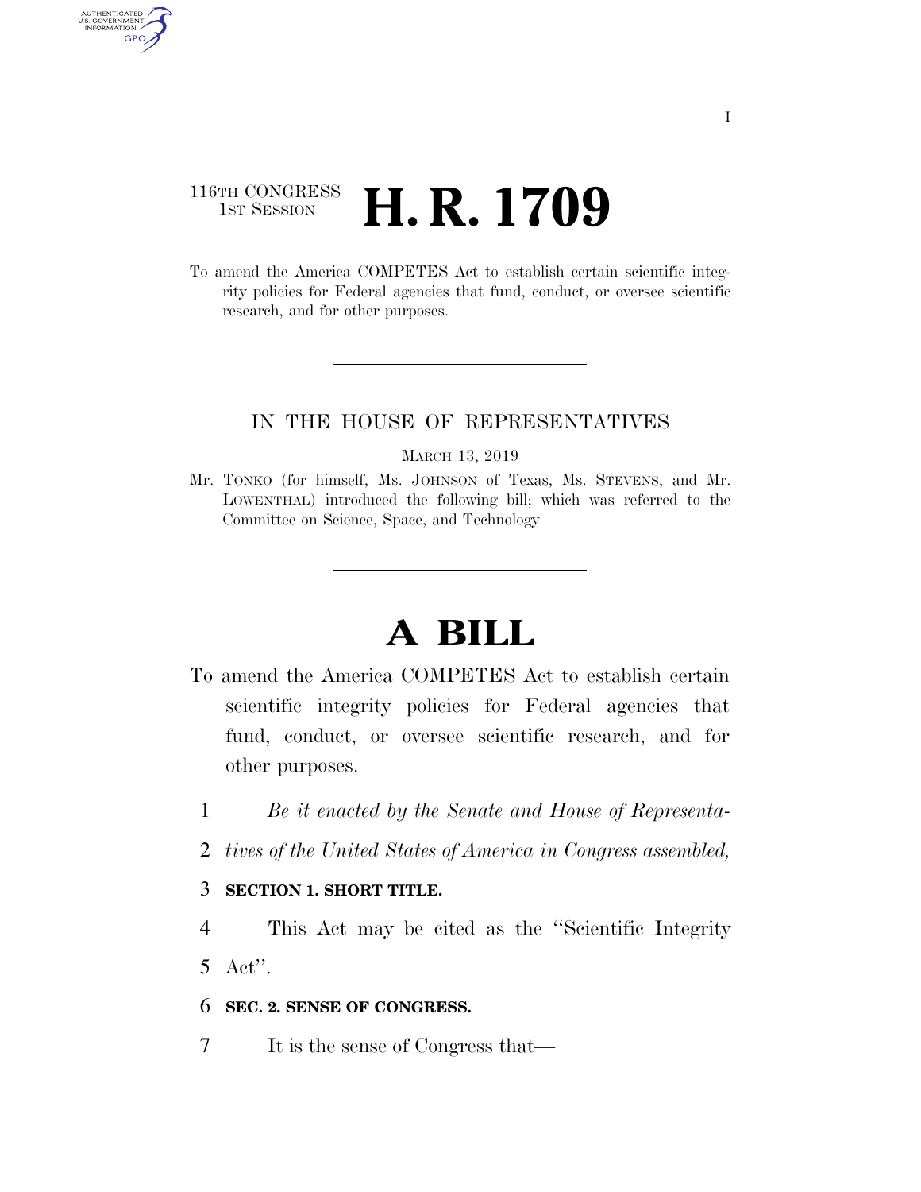116TH CONGRESS
1ST SESSION

# H. R. 1709

To amend the America COMPETES Act to establish certain scientific integrity policies for Federal agencies that fund, conduct, or oversee scientific research, and for other purposes.

IN THE HOUSE OF REPRESENTATIVES

MARCH 13, 2019

Mr. TONKO (for himself, Ms. JOHNSON of Texas, Ms. STEVENS, and Mr. LOWENTHAL) introduced the following bill; which was referred to the Committee on Science, Space, and Technology

# A BILL

To amend the America COMPETES Act to establish certain scientific integrity policies for Federal agencies that fund, conduct, or oversee scientific research, and for other purposes.

1 *Be it enacted by the Senate and House of Representa-*
2 *tives of the United States of America in Congress assembled,*

3 **SECTION 1. SHORT TITLE.**

4 This Act may be cited as the "Scientific Integrity
5 Act".

6 **SEC. 2. SENSE OF CONGRESS.**

7 It is the sense of Congress that—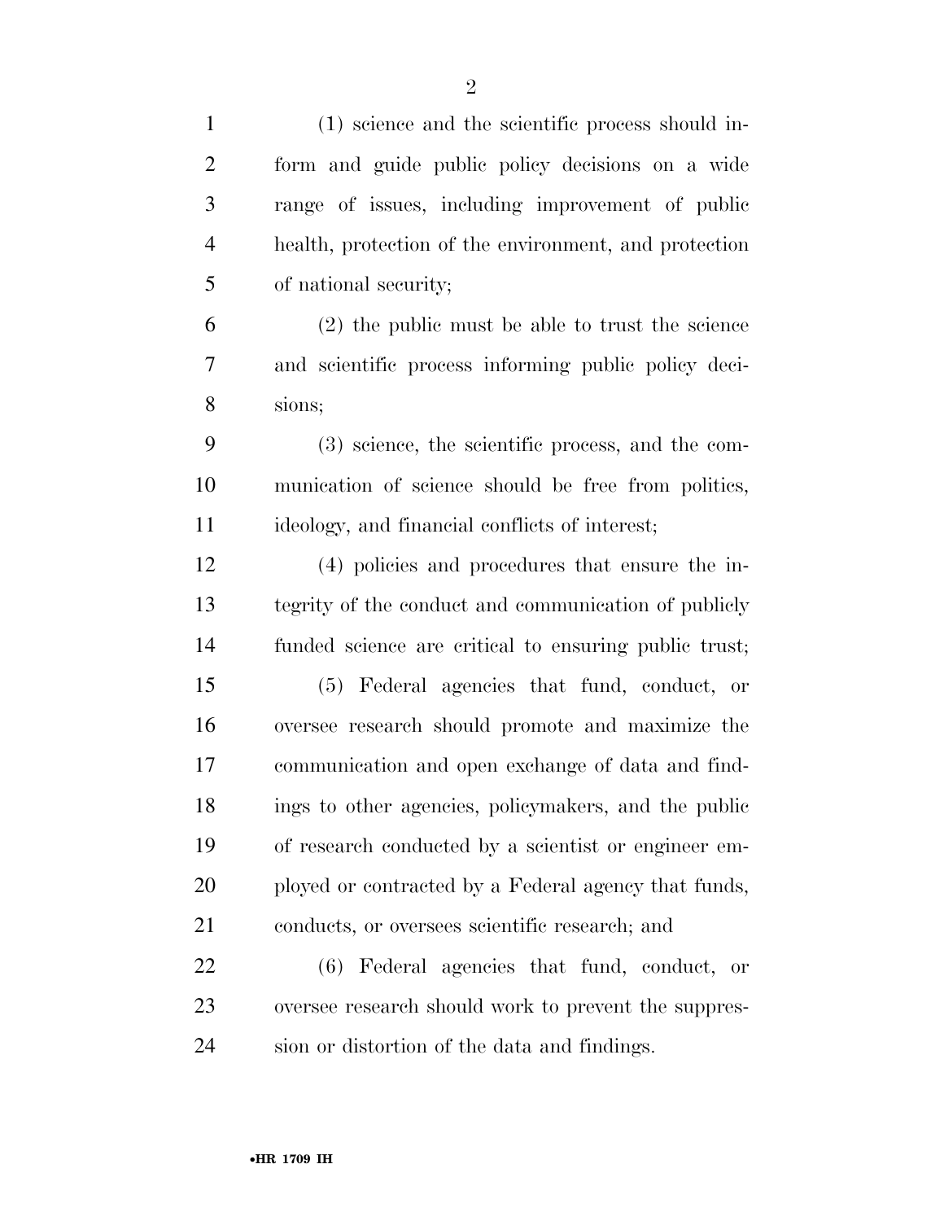(1) science and the scientific process should inform and guide public policy decisions on a wide range of issues, including improvement of public health, protection of the environment, and protection of national security;

(2) the public must be able to trust the science and scientific process informing public policy decisions;

(3) science, the scientific process, and the communication of science should be free from politics, ideology, and financial conflicts of interest;

(4) policies and procedures that ensure the integrity of the conduct and communication of publicly funded science are critical to ensuring public trust;

(5) Federal agencies that fund, conduct, or oversee research should promote and maximize the communication and open exchange of data and findings to other agencies, policymakers, and the public of research conducted by a scientist or engineer employed or contracted by a Federal agency that funds, conducts, or oversees scientific research; and

(6) Federal agencies that fund, conduct, or oversee research should work to prevent the suppression or distortion of the data and findings.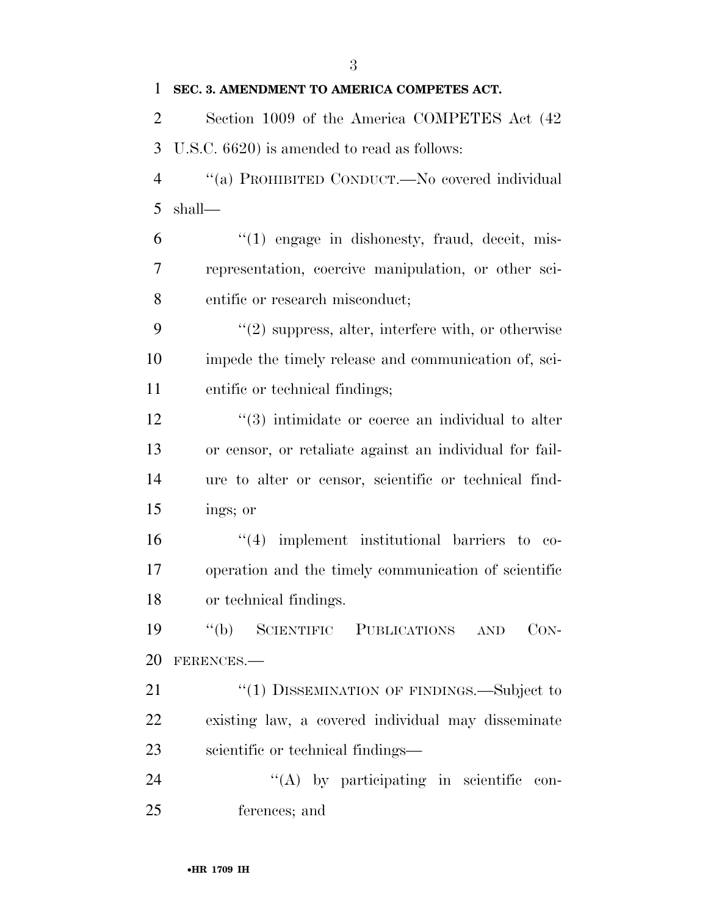**SEC. 3. AMENDMENT TO AMERICA COMPETES ACT.**

Section 1009 of the America COMPETES Act (42 U.S.C. 6620) is amended to read as follows:

"(a) PROHIBITED CONDUCT.—No covered individual shall—

"(1) engage in dishonesty, fraud, deceit, misrepresentation, coercive manipulation, or other scientific or research misconduct;

"(2) suppress, alter, interfere with, or otherwise impede the timely release and communication of, scientific or technical findings;

"(3) intimidate or coerce an individual to alter or censor, or retaliate against an individual for failure to alter or censor, scientific or technical findings; or

"(4) implement institutional barriers to cooperation and the timely communication of scientific or technical findings.

"(b) SCIENTIFIC PUBLICATIONS AND CONFERENCES.—

"(1) DISSEMINATION OF FINDINGS.—Subject to existing law, a covered individual may disseminate scientific or technical findings—

"(A) by participating in scientific conferences; and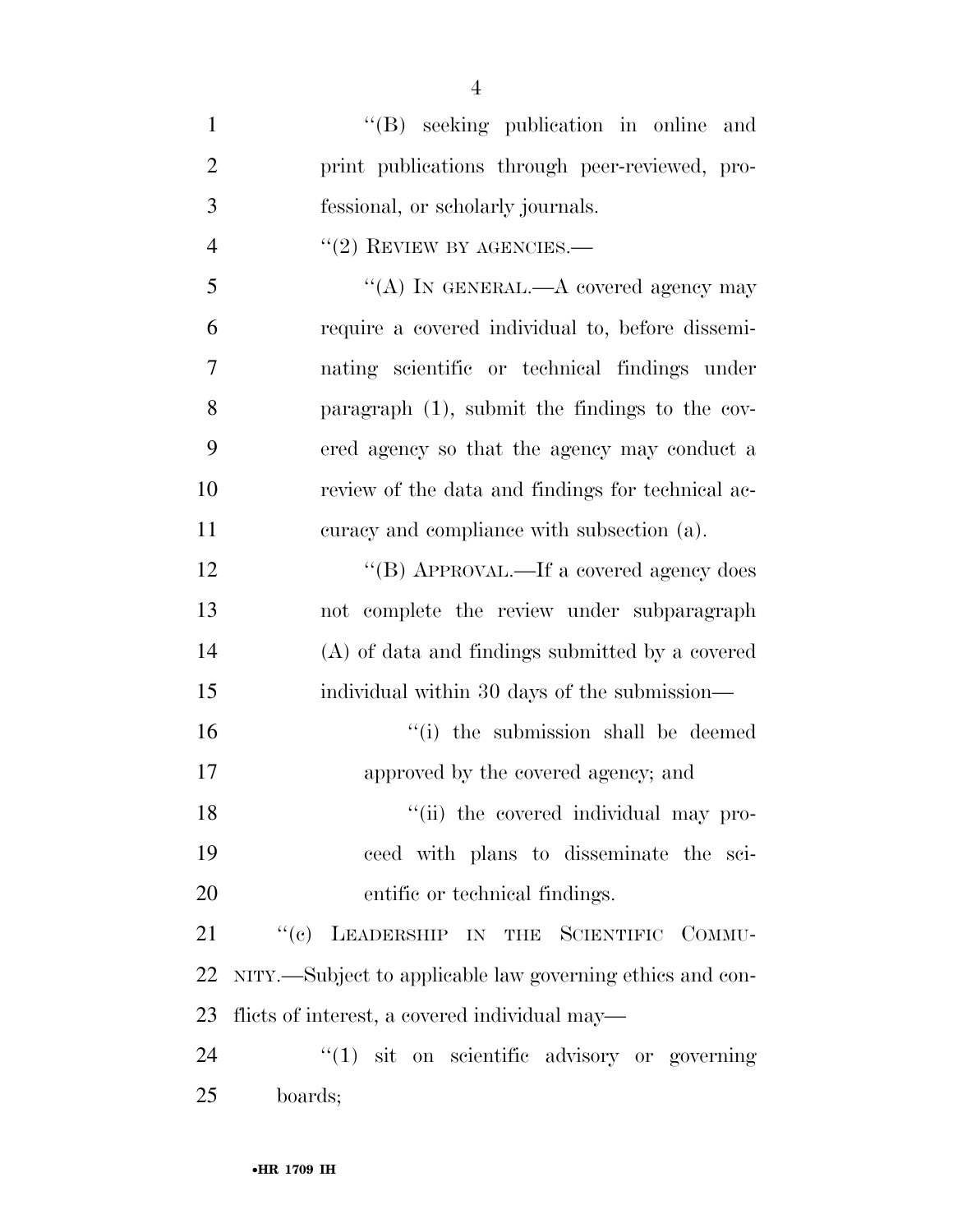''(B) seeking publication in online and print publications through peer-reviewed, professional, or scholarly journals.

''(2) REVIEW BY AGENCIES.—

''(A) IN GENERAL.—A covered agency may require a covered individual to, before disseminating scientific or technical findings under paragraph (1), submit the findings to the covered agency so that the agency may conduct a review of the data and findings for technical accuracy and compliance with subsection (a).

''(B) APPROVAL.—If a covered agency does not complete the review under subparagraph (A) of data and findings submitted by a covered individual within 30 days of the submission—

''(i) the submission shall be deemed approved by the covered agency; and

''(ii) the covered individual may proceed with plans to disseminate the scientific or technical findings.

''(c) LEADERSHIP IN THE SCIENTIFIC COMMUNITY.—Subject to applicable law governing ethics and conflicts of interest, a covered individual may—

''(1) sit on scientific advisory or governing boards;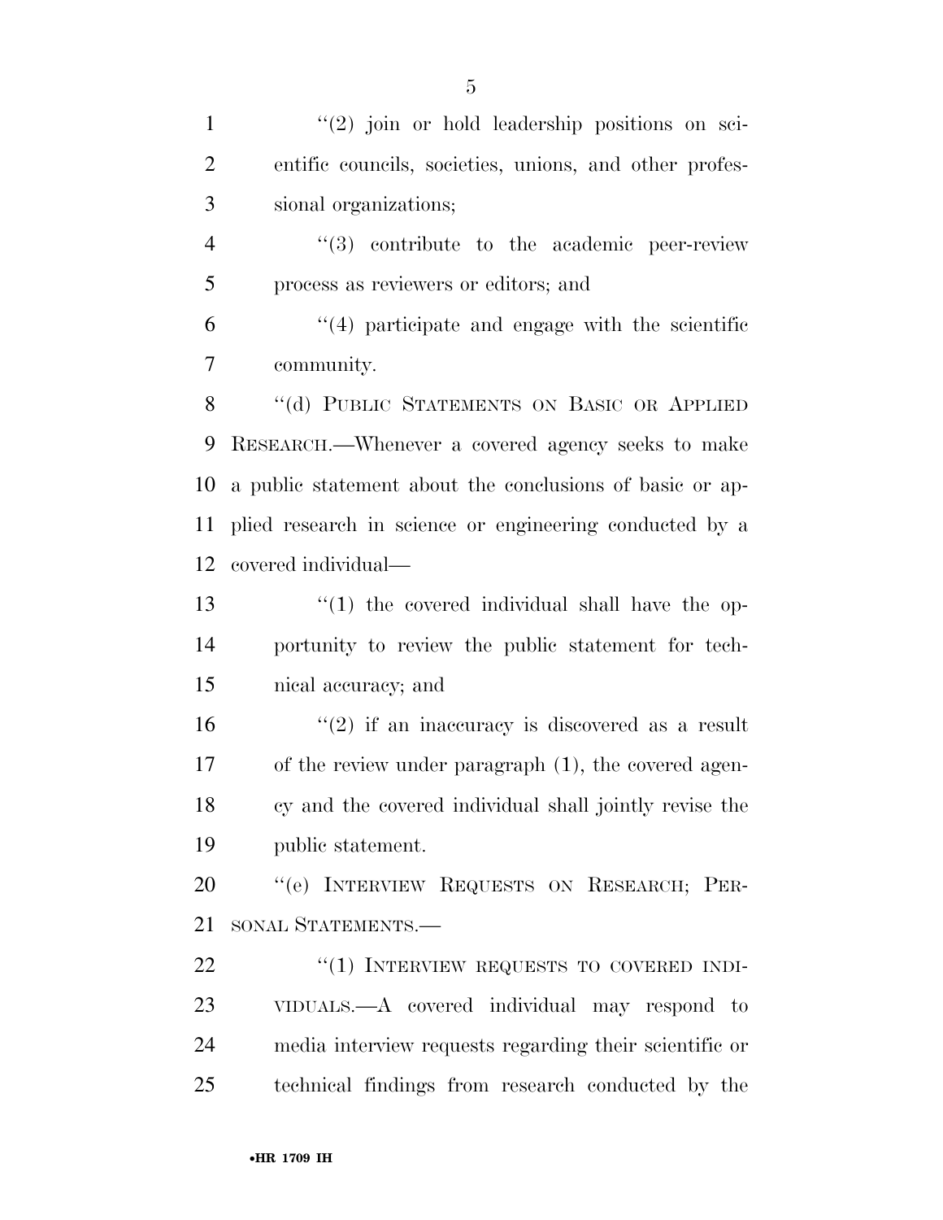"(2) join or hold leadership positions on scientific councils, societies, unions, and other professional organizations;

"(3) contribute to the academic peer-review process as reviewers or editors; and

"(4) participate and engage with the scientific community.

"(d) PUBLIC STATEMENTS ON BASIC OR APPLIED RESEARCH.—Whenever a covered agency seeks to make a public statement about the conclusions of basic or applied research in science or engineering conducted by a covered individual—

"(1) the covered individual shall have the opportunity to review the public statement for technical accuracy; and

"(2) if an inaccuracy is discovered as a result of the review under paragraph (1), the covered agency and the covered individual shall jointly revise the public statement.

"(e) INTERVIEW REQUESTS ON RESEARCH; PERSONAL STATEMENTS.—

"(1) INTERVIEW REQUESTS TO COVERED INDIVIDUALS.—A covered individual may respond to media interview requests regarding their scientific or technical findings from research conducted by the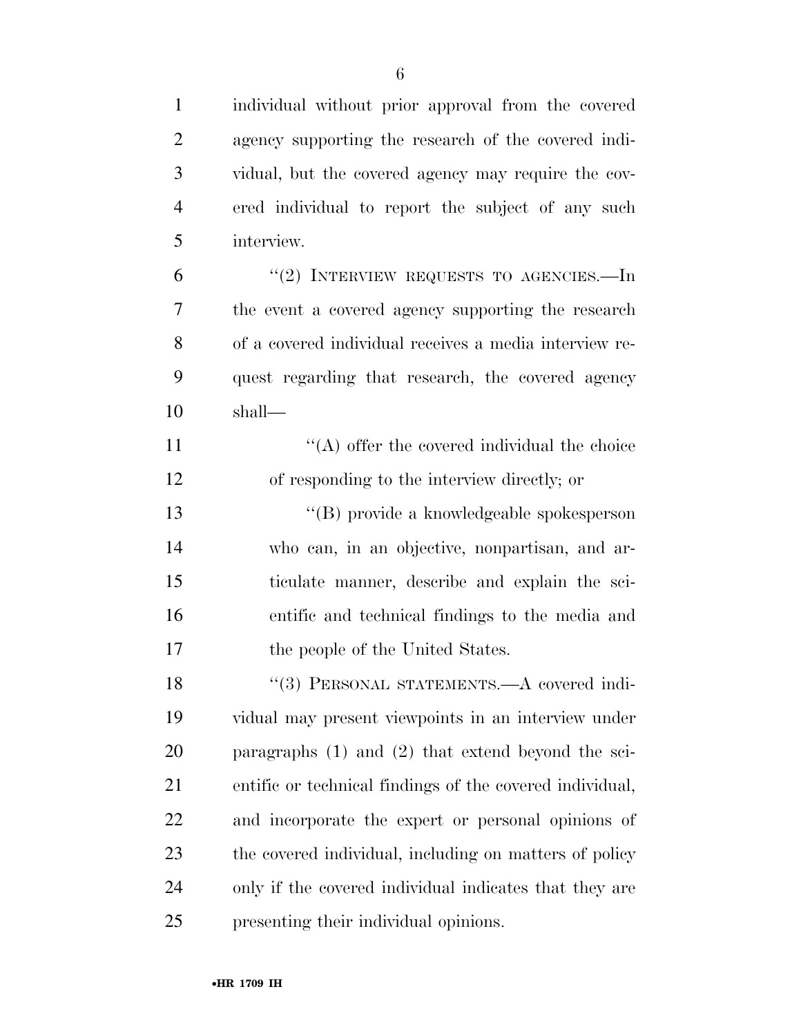individual without prior approval from the covered agency supporting the research of the covered individual, but the covered agency may require the covered individual to report the subject of any such interview.

''(2) INTERVIEW REQUESTS TO AGENCIES.—In the event a covered agency supporting the research of a covered individual receives a media interview request regarding that research, the covered agency shall—

''(A) offer the covered individual the choice of responding to the interview directly; or

''(B) provide a knowledgeable spokesperson who can, in an objective, nonpartisan, and articulate manner, describe and explain the scientific and technical findings to the media and the people of the United States.

''(3) PERSONAL STATEMENTS.—A covered individual may present viewpoints in an interview under paragraphs (1) and (2) that extend beyond the scientific or technical findings of the covered individual, and incorporate the expert or personal opinions of the covered individual, including on matters of policy only if the covered individual indicates that they are presenting their individual opinions.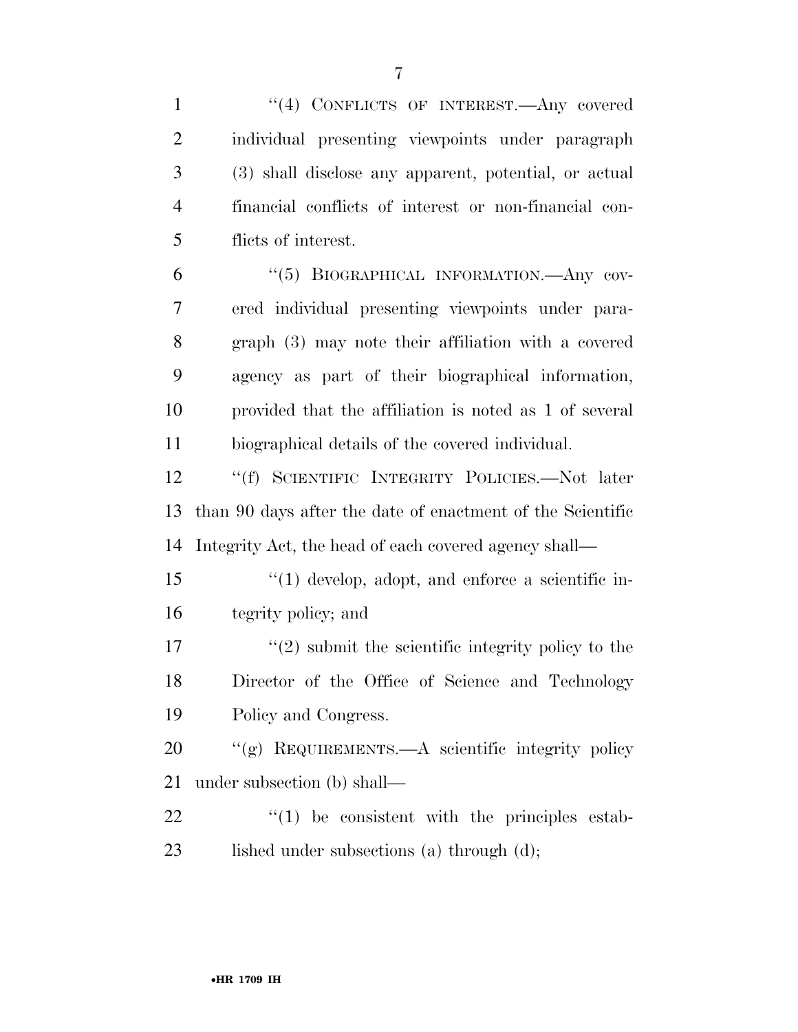"(4) CONFLICTS OF INTEREST.—Any covered individual presenting viewpoints under paragraph (3) shall disclose any apparent, potential, or actual financial conflicts of interest or non-financial conflicts of interest.

"(5) BIOGRAPHICAL INFORMATION.—Any covered individual presenting viewpoints under paragraph (3) may note their affiliation with a covered agency as part of their biographical information, provided that the affiliation is noted as 1 of several biographical details of the covered individual.

"(f) SCIENTIFIC INTEGRITY POLICIES.—Not later than 90 days after the date of enactment of the Scientific Integrity Act, the head of each covered agency shall—

"(1) develop, adopt, and enforce a scientific integrity policy; and

"(2) submit the scientific integrity policy to the Director of the Office of Science and Technology Policy and Congress.

"(g) REQUIREMENTS.—A scientific integrity policy under subsection (b) shall—

"(1) be consistent with the principles established under subsections (a) through (d);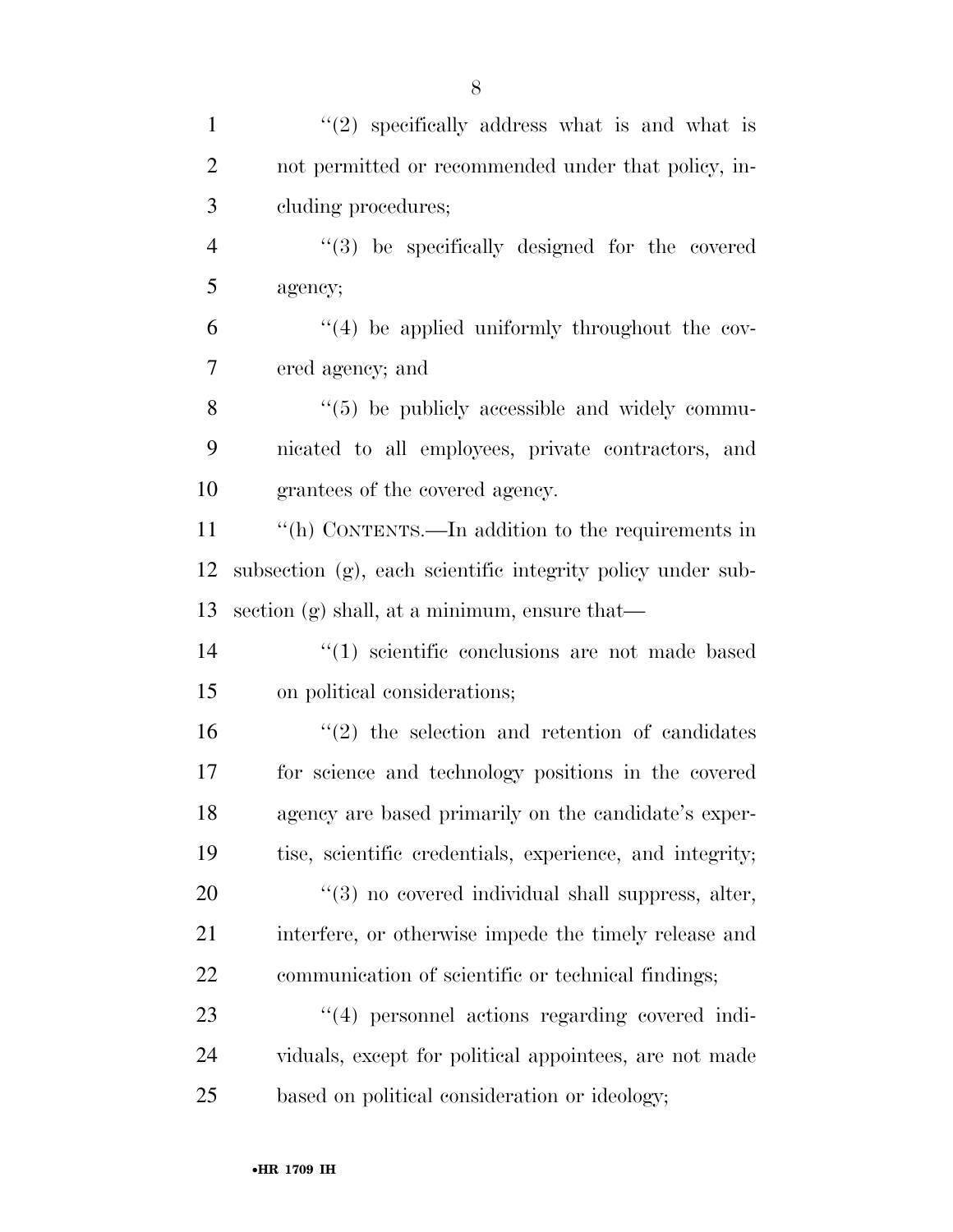"(2) specifically address what is and what is not permitted or recommended under that policy, including procedures;

"(3) be specifically designed for the covered agency;

"(4) be applied uniformly throughout the covered agency; and

"(5) be publicly accessible and widely communicated to all employees, private contractors, and grantees of the covered agency.

"(h) CONTENTS.—In addition to the requirements in subsection (g), each scientific integrity policy under subsection (g) shall, at a minimum, ensure that—

"(1) scientific conclusions are not made based on political considerations;

"(2) the selection and retention of candidates for science and technology positions in the covered agency are based primarily on the candidate's expertise, scientific credentials, experience, and integrity;

"(3) no covered individual shall suppress, alter, interfere, or otherwise impede the timely release and communication of scientific or technical findings;

"(4) personnel actions regarding covered individuals, except for political appointees, are not made based on political consideration or ideology;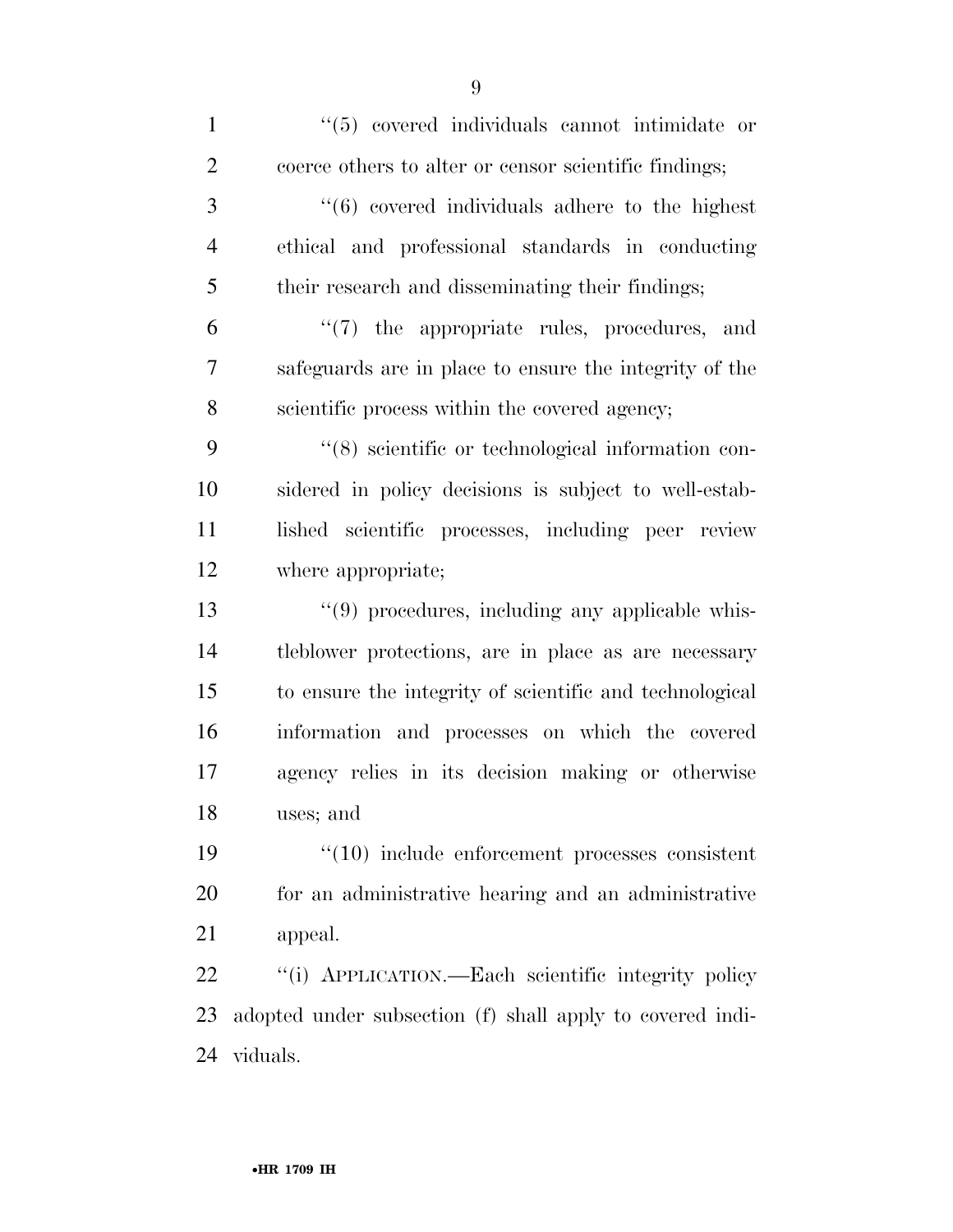"(5) covered individuals cannot intimidate or coerce others to alter or censor scientific findings;

"(6) covered individuals adhere to the highest ethical and professional standards in conducting their research and disseminating their findings;

"(7) the appropriate rules, procedures, and safeguards are in place to ensure the integrity of the scientific process within the covered agency;

"(8) scientific or technological information considered in policy decisions is subject to well-established scientific processes, including peer review where appropriate;

"(9) procedures, including any applicable whistleblower protections, are in place as are necessary to ensure the integrity of scientific and technological information and processes on which the covered agency relies in its decision making or otherwise uses; and

"(10) include enforcement processes consistent for an administrative hearing and an administrative appeal.

"(i) APPLICATION.—Each scientific integrity policy adopted under subsection (f) shall apply to covered individuals.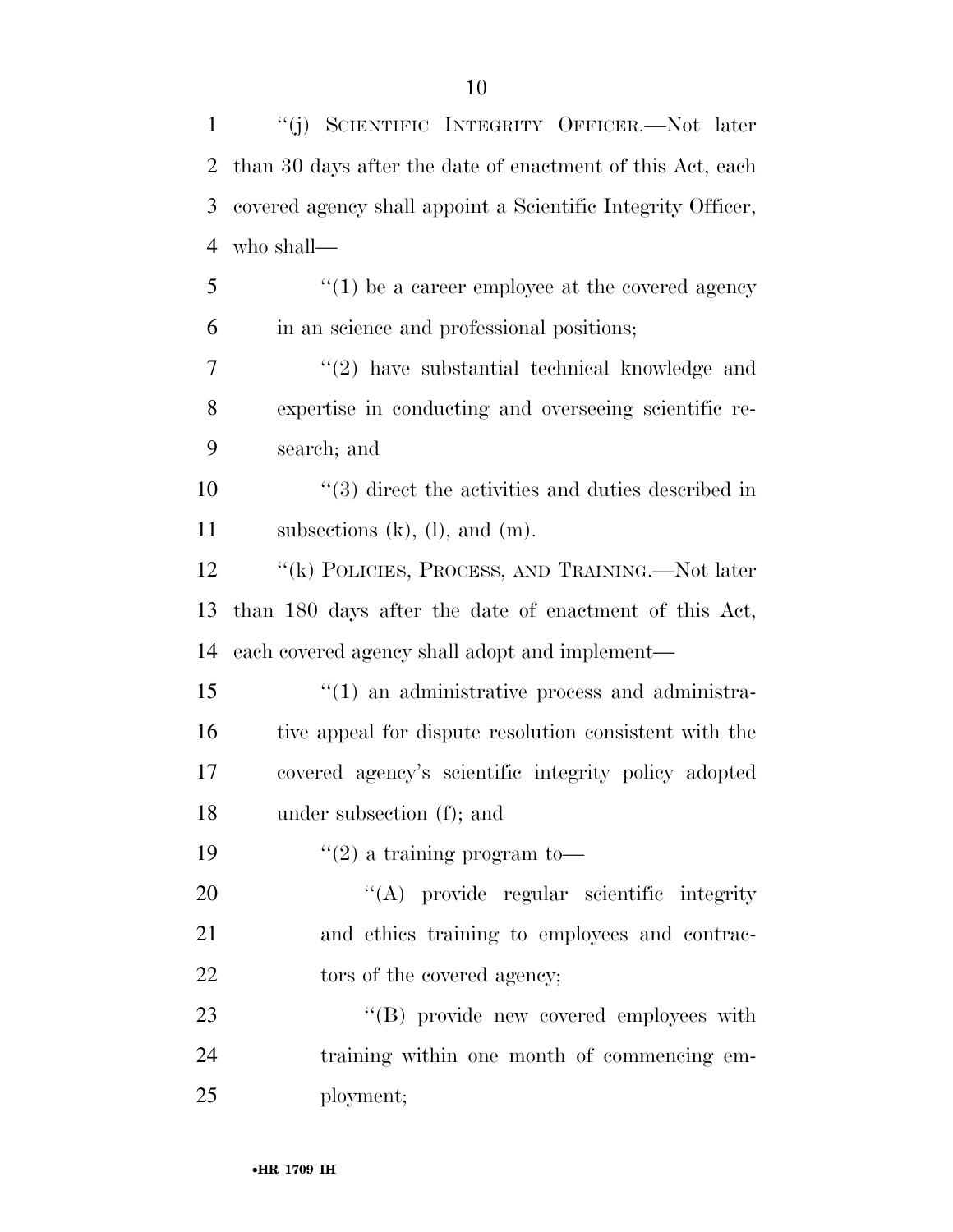"(j) SCIENTIFIC INTEGRITY OFFICER.—Not later than 30 days after the date of enactment of this Act, each covered agency shall appoint a Scientific Integrity Officer, who shall—

"(1) be a career employee at the covered agency in an science and professional positions;

"(2) have substantial technical knowledge and expertise in conducting and overseeing scientific research; and

"(3) direct the activities and duties described in subsections (k), (l), and (m).

"(k) POLICIES, PROCESS, AND TRAINING.—Not later than 180 days after the date of enactment of this Act, each covered agency shall adopt and implement—

"(1) an administrative process and administrative appeal for dispute resolution consistent with the covered agency's scientific integrity policy adopted under subsection (f); and

"(2) a training program to—

"(A) provide regular scientific integrity and ethics training to employees and contractors of the covered agency;

"(B) provide new covered employees with training within one month of commencing employment;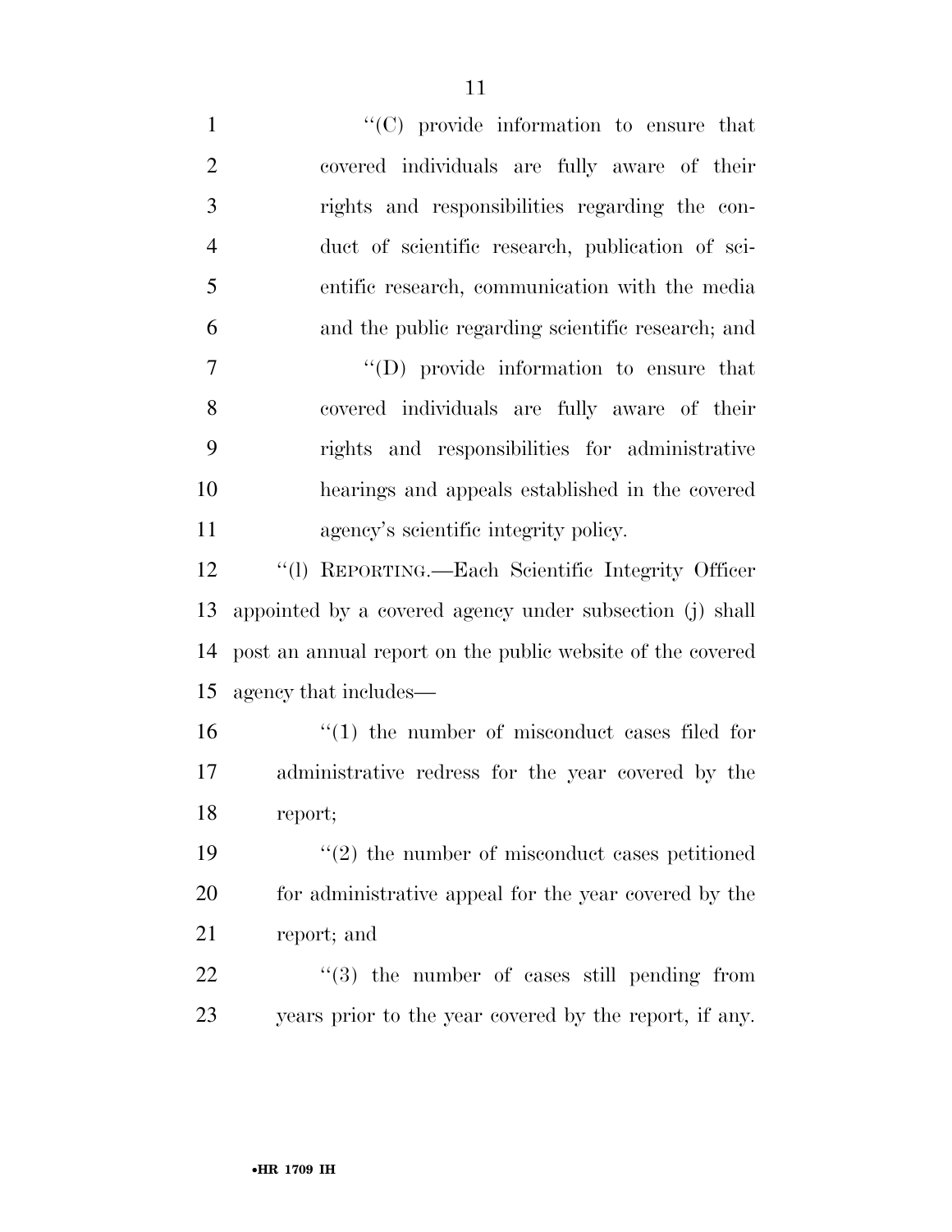"(C) provide information to ensure that covered individuals are fully aware of their rights and responsibilities regarding the conduct of scientific research, publication of scientific research, communication with the media and the public regarding scientific research; and

"(D) provide information to ensure that covered individuals are fully aware of their rights and responsibilities for administrative hearings and appeals established in the covered agency's scientific integrity policy.

"(l) REPORTING.—Each Scientific Integrity Officer appointed by a covered agency under subsection (j) shall post an annual report on the public website of the covered agency that includes—

"(1) the number of misconduct cases filed for administrative redress for the year covered by the report;

"(2) the number of misconduct cases petitioned for administrative appeal for the year covered by the report; and

"(3) the number of cases still pending from years prior to the year covered by the report, if any.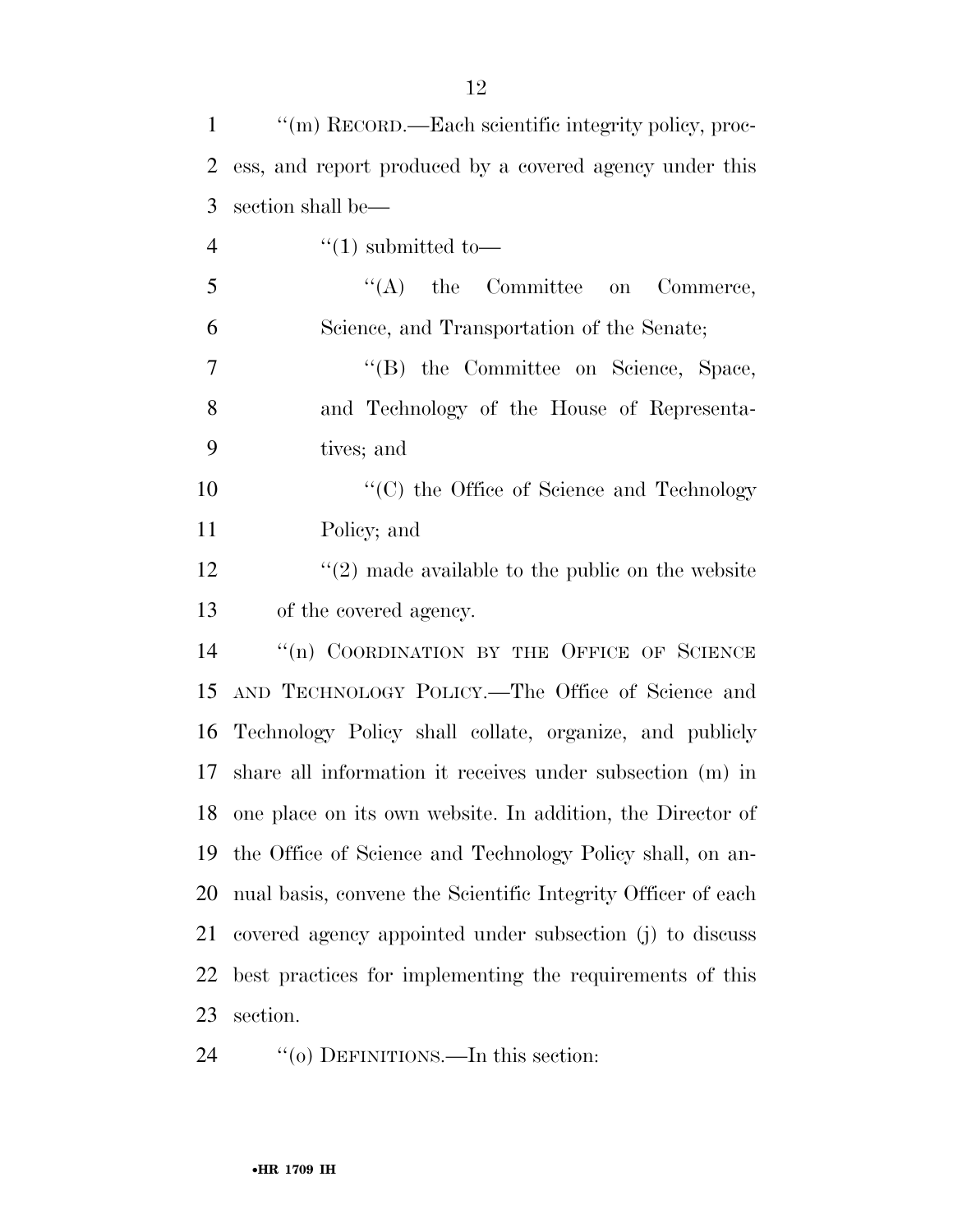''(m) RECORD.—Each scientific integrity policy, process, and report produced by a covered agency under this section shall be—

''(1) submitted to—

''(A) the Committee on Commerce, Science, and Transportation of the Senate;

''(B) the Committee on Science, Space, and Technology of the House of Representatives; and

''(C) the Office of Science and Technology Policy; and

''(2) made available to the public on the website of the covered agency.

''(n) COORDINATION BY THE OFFICE OF SCIENCE AND TECHNOLOGY POLICY.—The Office of Science and Technology Policy shall collate, organize, and publicly share all information it receives under subsection (m) in one place on its own website. In addition, the Director of the Office of Science and Technology Policy shall, on annual basis, convene the Scientific Integrity Officer of each covered agency appointed under subsection (j) to discuss best practices for implementing the requirements of this section.

''(o) DEFINITIONS.—In this section: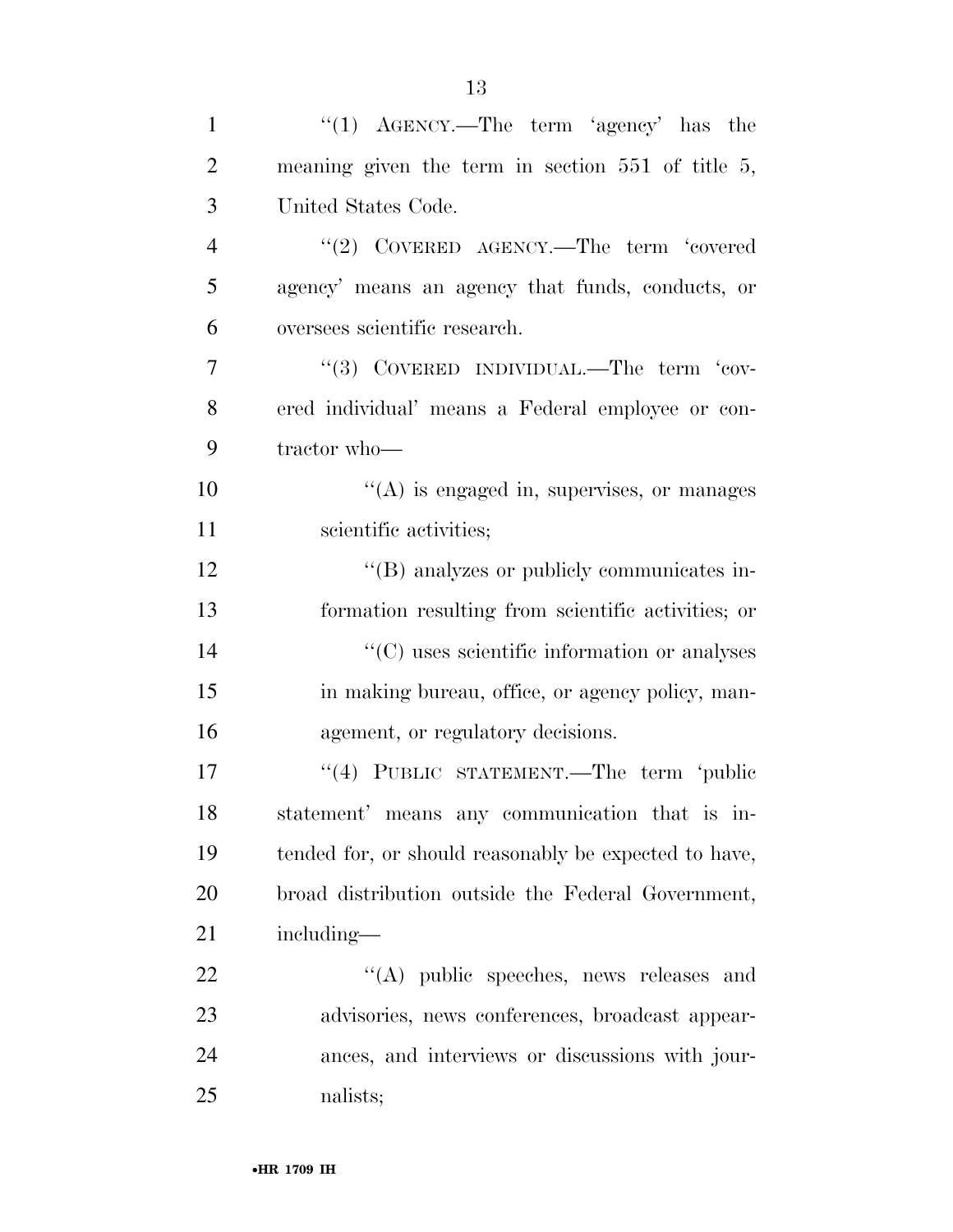"(1) AGENCY.—The term 'agency' has the meaning given the term in section 551 of title 5, United States Code.

"(2) COVERED AGENCY.—The term 'covered agency' means an agency that funds, conducts, or oversees scientific research.

"(3) COVERED INDIVIDUAL.—The term 'covered individual' means a Federal employee or contractor who—

"(A) is engaged in, supervises, or manages scientific activities;

"(B) analyzes or publicly communicates information resulting from scientific activities; or

"(C) uses scientific information or analyses in making bureau, office, or agency policy, management, or regulatory decisions.

"(4) PUBLIC STATEMENT.—The term 'public statement' means any communication that is intended for, or should reasonably be expected to have, broad distribution outside the Federal Government, including—

"(A) public speeches, news releases and advisories, news conferences, broadcast appearances, and interviews or discussions with journalists;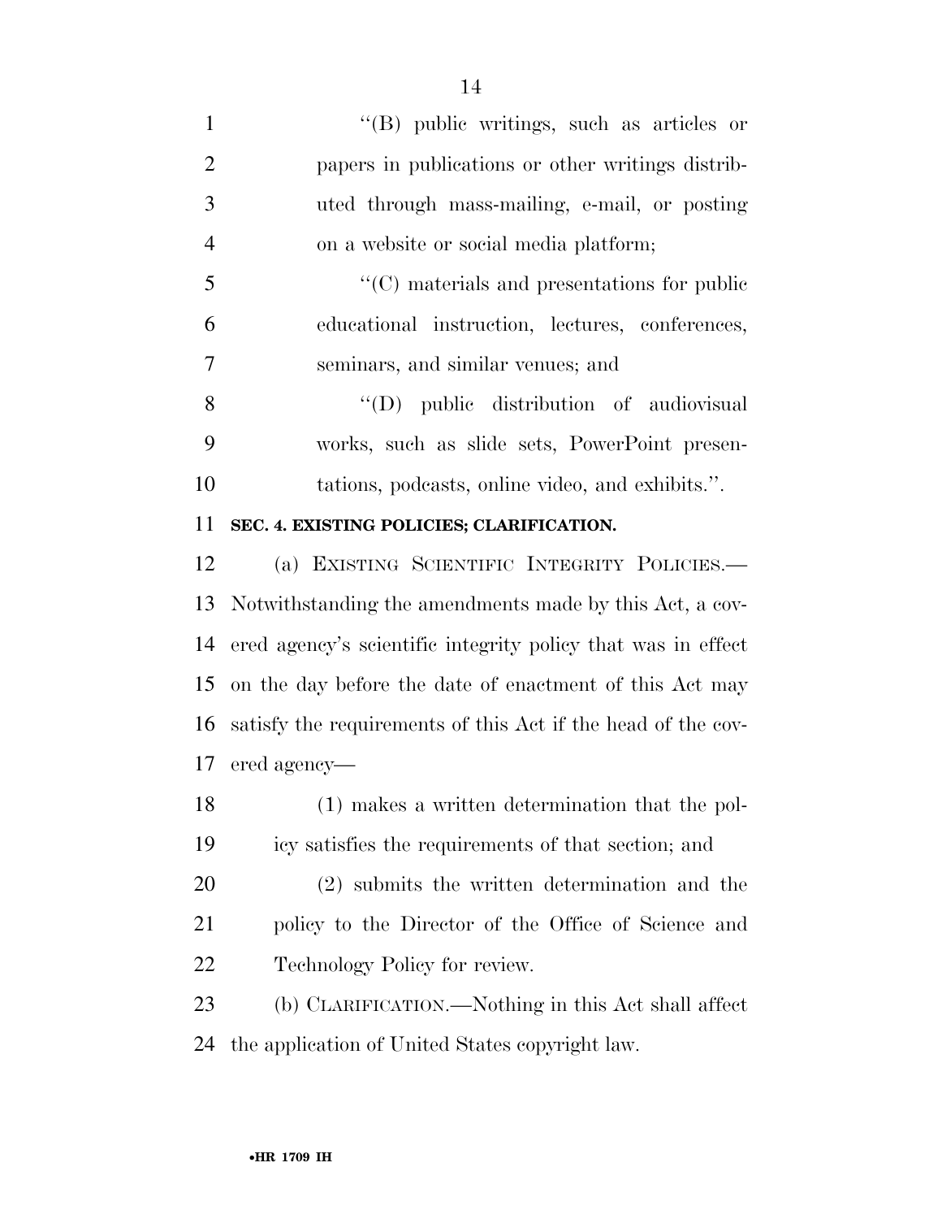"(B) public writings, such as articles or papers in publications or other writings distributed through mass-mailing, e-mail, or posting on a website or social media platform;

"(C) materials and presentations for public educational instruction, lectures, conferences, seminars, and similar venues; and

"(D) public distribution of audiovisual works, such as slide sets, PowerPoint presentations, podcasts, online video, and exhibits.".

**SEC. 4. EXISTING POLICIES; CLARIFICATION.**

(a) EXISTING SCIENTIFIC INTEGRITY POLICIES.—Notwithstanding the amendments made by this Act, a covered agency's scientific integrity policy that was in effect on the day before the date of enactment of this Act may satisfy the requirements of this Act if the head of the covered agency—

(1) makes a written determination that the policy satisfies the requirements of that section; and

(2) submits the written determination and the policy to the Director of the Office of Science and Technology Policy for review.

(b) CLARIFICATION.—Nothing in this Act shall affect the application of United States copyright law.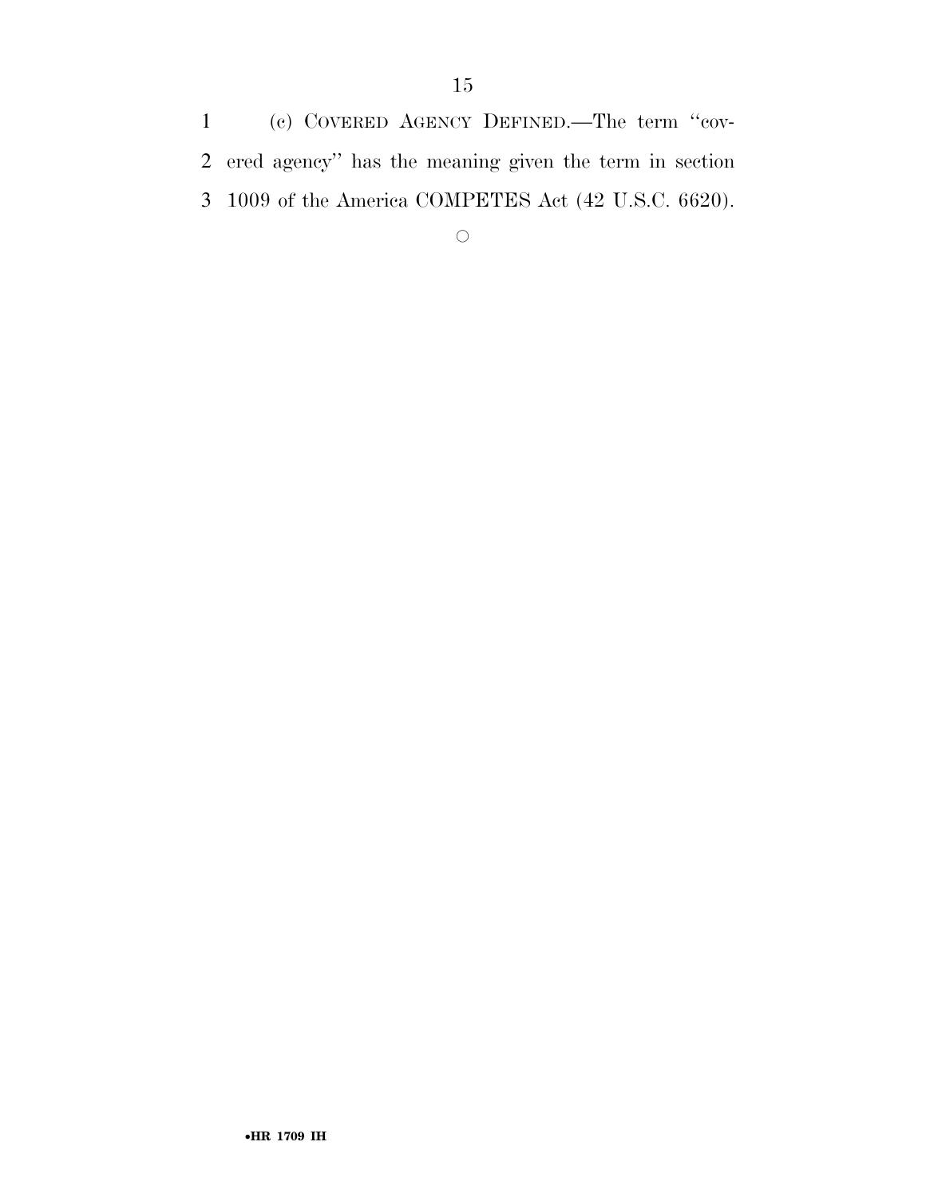(c) COVERED AGENCY DEFINED.—The term "covered agency" has the meaning given the term in section 1009 of the America COMPETES Act (42 U.S.C. 6620).

○